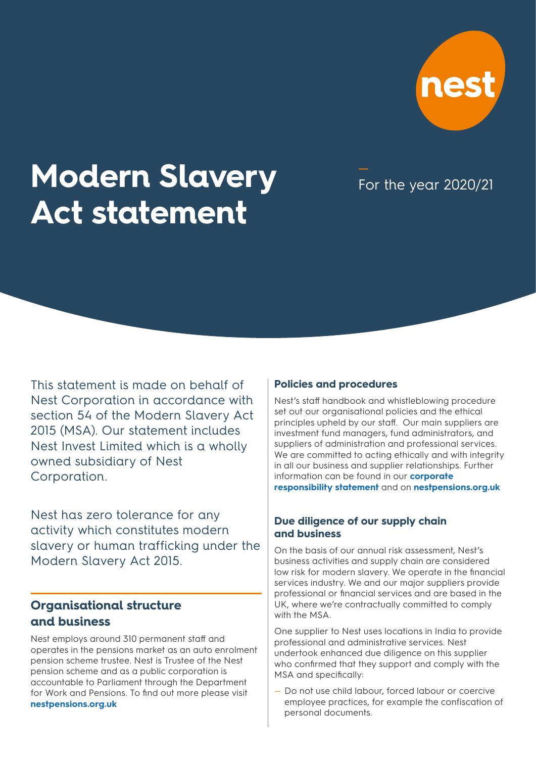# Modern Slavery Act statement

For the year 2020/21

This statement is made on behalf of Nest Corporation in accordance with section 54 of the Modern Slavery Act 2015 (MSA). Our statement includes Nest Invest Limited which is a wholly owned subsidiary of Nest Corporation.

Nest has zero tolerance for any activity which constitutes modern slavery or human trafficking under the Modern Slavery Act 2015.

## Organisational structure and business

Nest employs around 310 permanent staff and operates in the pensions market as an auto enrolment pension scheme trustee. Nest is Trustee of the Nest pension scheme and as a public corporation is accountable to Parliament through the Department for Work and Pensions. To find out more please visit **nestpensions.org.uk**

## Policies and procedures

Nest's staff handbook and whistleblowing procedure set out our organisational policies and the ethical principles upheld by our staff. Our main suppliers are investment fund managers, fund administrators, and suppliers of administration and professional services. We are committed to acting ethically and with integrity in all our business and supplier relationships. Further information can be found in our **corporate responsibility statement** and on **nestpensions.org.uk**

## Due diligence of our supply chain and business

On the basis of our annual risk assessment, Nest's business activities and supply chain are considered low risk for modern slavery. We operate in the financial services industry. We and our major suppliers provide professional or financial services and are based in the UK, where we're contractually committed to comply with the MSA.

One supplier to Nest uses locations in India to provide professional and administrative services. Nest undertook enhanced due diligence on this supplier who confirmed that they support and comply with the MSA and specifically:

- Do not use child labour, forced labour or coercive employee practices, for example the confiscation of personal documents.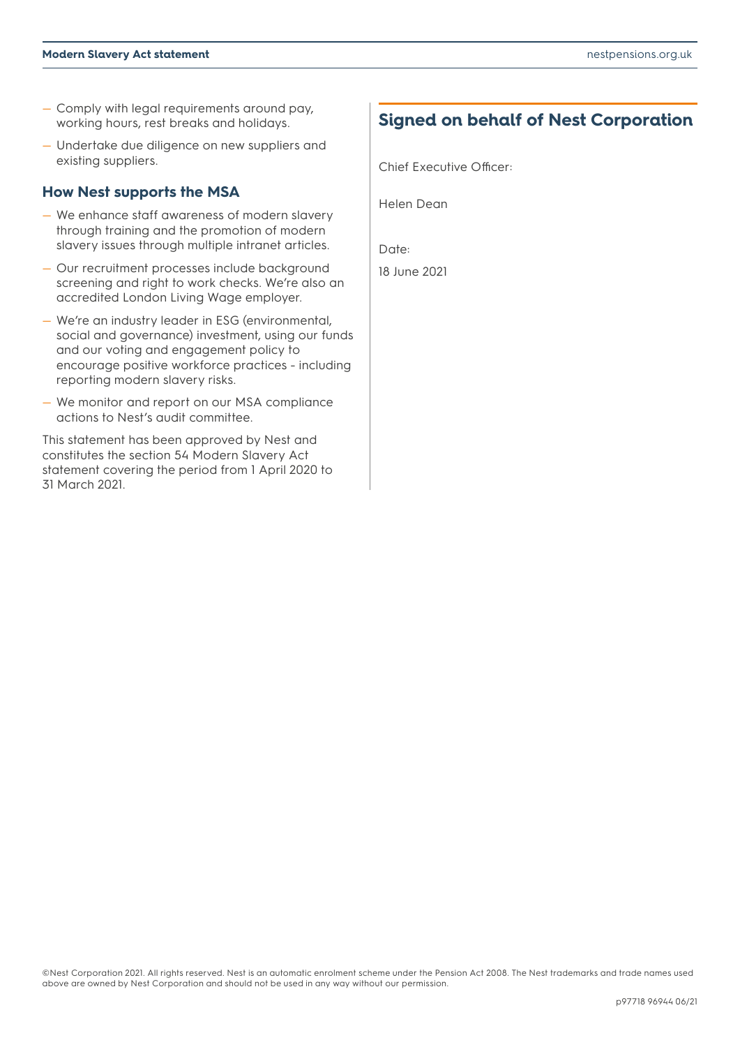- Comply with legal requirements around pay, working hours, rest breaks and holidays.
- Undertake due diligence on new suppliers and existing suppliers.

### How Nest supports the MSA

- We enhance staff awareness of modern slavery through training and the promotion of modern slavery issues through multiple intranet articles.
- Our recruitment processes include background screening and right to work checks. We're also an accredited London Living Wage employer.
- We're an industry leader in ESG (environmental, social and governance) investment, using our funds and our voting and engagement policy to encourage positive workforce practices - including reporting modern slavery risks.
- We monitor and report on our MSA compliance actions to Nest's audit committee.

This statement has been approved by Nest and constitutes the section 54 Modern Slavery Act statement covering the period from 1 April 2020 to 31 March 2021.

## Signed on behalf of Nest Corporation

Chief Executive Officer:

Helen Dean

Date:

18 June 2021

©Nest Corporation 2021. All rights reserved. Nest is an automatic enrolment scheme under the Pension Act 2008. The Nest trademarks and trade names used above are owned by Nest Corporation and should not be used in any way without our permission.

p97718 96944 06/21